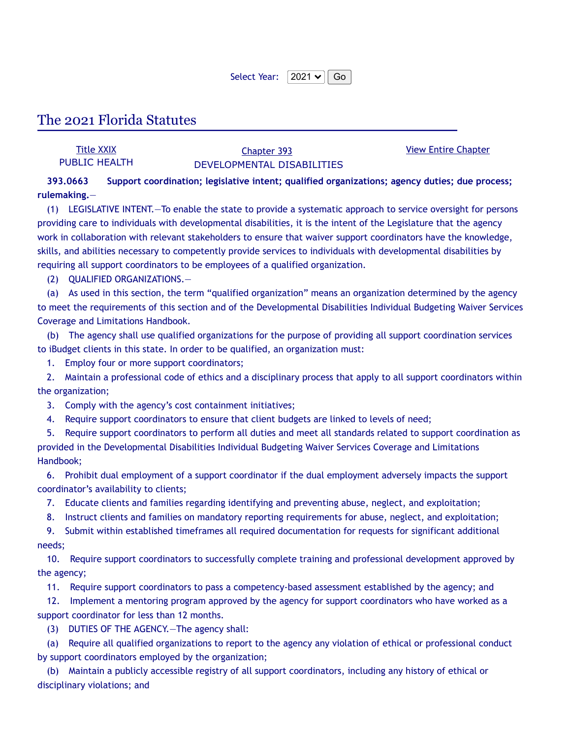Select Year: 2021 Go

# The 2021 Florida Statutes

Title XXIX
PUBLIC HEALTH

Chapter 393
DEVELOPMENTAL DISABILITIES

View Entire Chapter

**393.0663 Support coordination; legislative intent; qualified organizations; agency duties; due process; rulemaking.**—

(1) LEGISLATIVE INTENT.—To enable the state to provide a systematic approach to service oversight for persons providing care to individuals with developmental disabilities, it is the intent of the Legislature that the agency work in collaboration with relevant stakeholders to ensure that waiver support coordinators have the knowledge, skills, and abilities necessary to competently provide services to individuals with developmental disabilities by requiring all support coordinators to be employees of a qualified organization.

(2) QUALIFIED ORGANIZATIONS.—

(a) As used in this section, the term "qualified organization" means an organization determined by the agency to meet the requirements of this section and of the Developmental Disabilities Individual Budgeting Waiver Services Coverage and Limitations Handbook.

(b) The agency shall use qualified organizations for the purpose of providing all support coordination services to iBudget clients in this state. In order to be qualified, an organization must:

1. Employ four or more support coordinators;
2. Maintain a professional code of ethics and a disciplinary process that apply to all support coordinators within the organization;
3. Comply with the agency's cost containment initiatives;
4. Require support coordinators to ensure that client budgets are linked to levels of need;
5. Require support coordinators to perform all duties and meet all standards related to support coordination as provided in the Developmental Disabilities Individual Budgeting Waiver Services Coverage and Limitations Handbook;
6. Prohibit dual employment of a support coordinator if the dual employment adversely impacts the support coordinator's availability to clients;
7. Educate clients and families regarding identifying and preventing abuse, neglect, and exploitation;
8. Instruct clients and families on mandatory reporting requirements for abuse, neglect, and exploitation;
9. Submit within established timeframes all required documentation for requests for significant additional needs;
10. Require support coordinators to successfully complete training and professional development approved by the agency;
11. Require support coordinators to pass a competency-based assessment established by the agency; and
12. Implement a mentoring program approved by the agency for support coordinators who have worked as a support coordinator for less than 12 months.

(3) DUTIES OF THE AGENCY.—The agency shall:

(a) Require all qualified organizations to report to the agency any violation of ethical or professional conduct by support coordinators employed by the organization;

(b) Maintain a publicly accessible registry of all support coordinators, including any history of ethical or disciplinary violations; and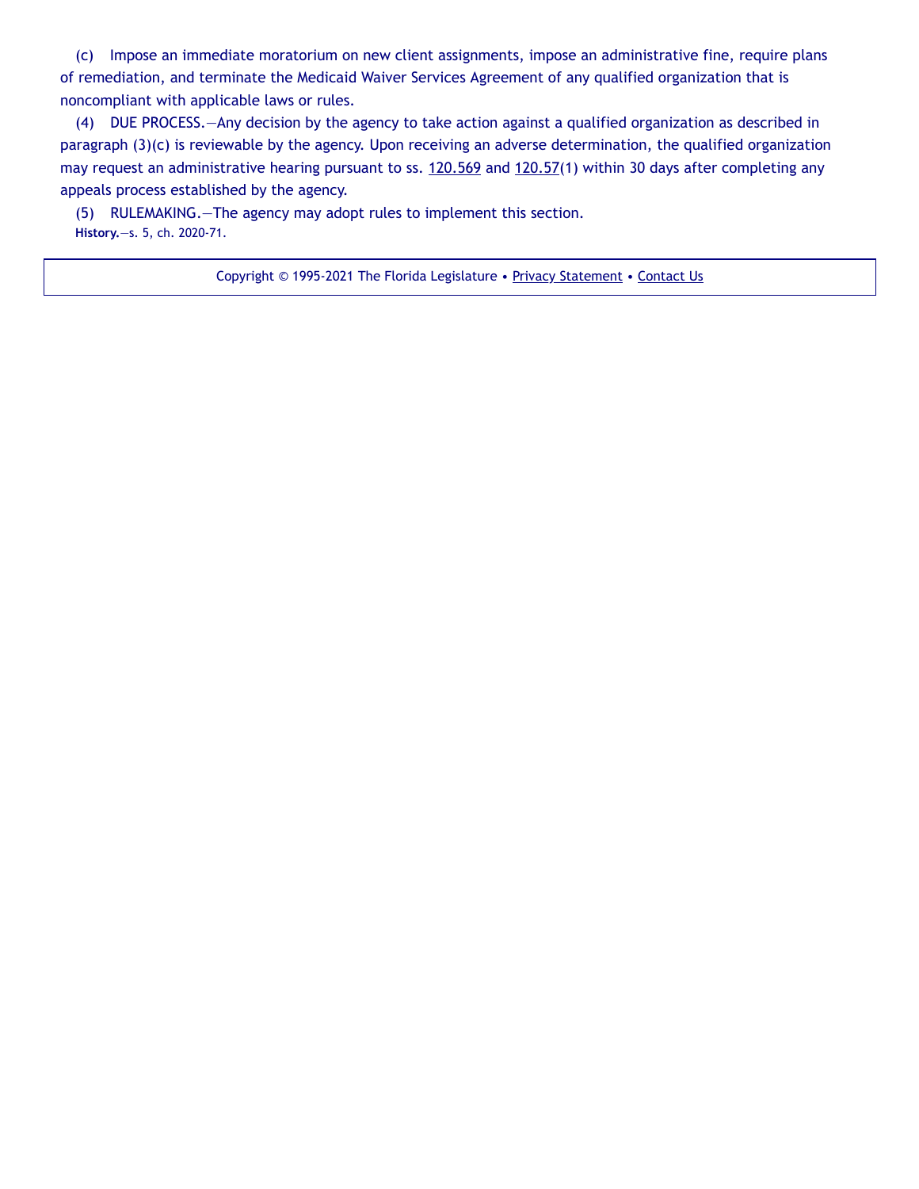(c) Impose an immediate moratorium on new client assignments, impose an administrative fine, require plans of remediation, and terminate the Medicaid Waiver Services Agreement of any qualified organization that is noncompliant with applicable laws or rules.

(4) DUE PROCESS.—Any decision by the agency to take action against a qualified organization as described in paragraph (3)(c) is reviewable by the agency. Upon receiving an adverse determination, the qualified organization may request an administrative hearing pursuant to ss. 120.569 and 120.57(1) within 30 days after completing any appeals process established by the agency.

(5) RULEMAKING.—The agency may adopt rules to implement this section.

**History.**—s. 5, ch. 2020-71.

Copyright © 1995-2021 The Florida Legislature • Privacy Statement • Contact Us